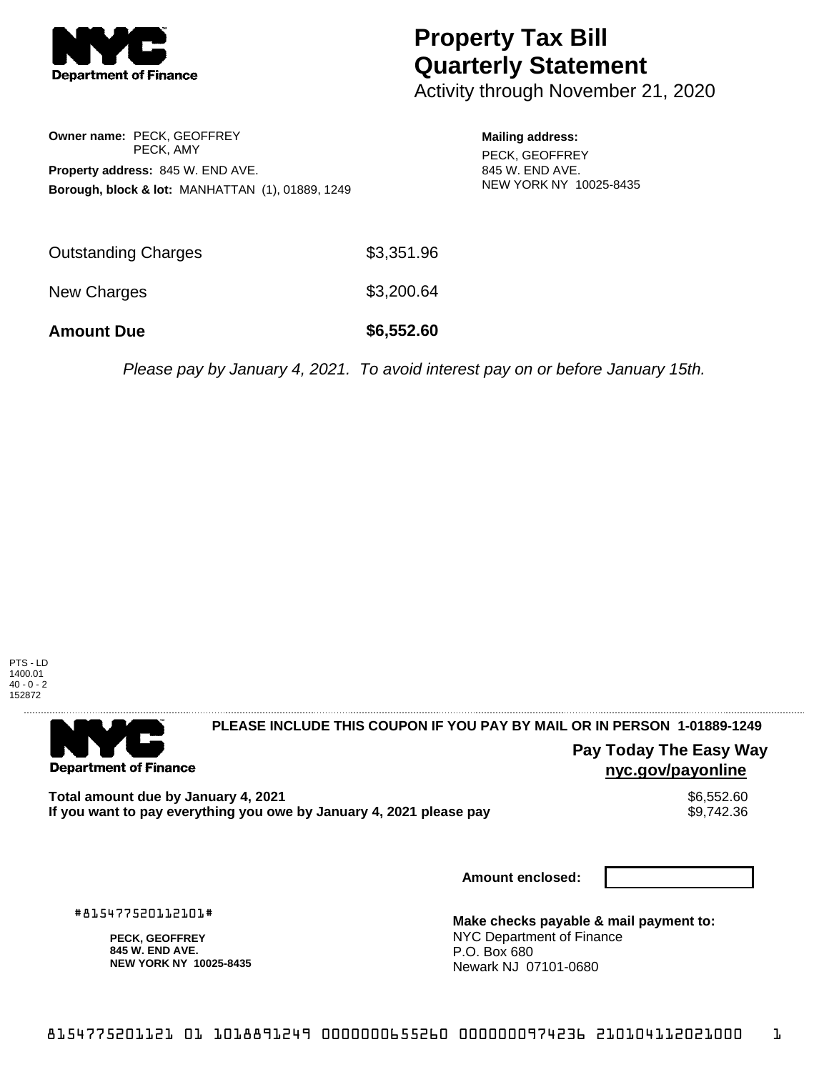# Property Tax Bill Quarterly Statement

Activity through November 21, 2020

**Owner name:** PECK, GEOFFREY
PECK, AMY

**Property address:** 845 W. END AVE.

**Borough, block & lot:** MANHATTAN (1), 01889, 1249

**Mailing address:**
PECK, GEOFFREY
845 W. END AVE.
NEW YORK NY 10025-8435

| | |
|---|---|
| Outstanding Charges | $3,351.96 |
| New Charges | $3,200.64 |
| **Amount Due** | **$6,552.60** |

*Please pay by January 4, 2021. To avoid interest pay on or before January 15th.*

PTS - LD
1400.01
40 - 0 - 2
152872

**PLEASE INCLUDE THIS COUPON IF YOU PAY BY MAIL OR IN PERSON 1-01889-1249**

**Pay Today The Easy Way**
**nyc.gov/payonline**

| | |
|---|---|
| **Total amount due by January 4, 2021** | $6,552.60 |
| **If you want to pay everything you owe by January 4, 2021 please pay** | $9,742.36 |

**Amount enclosed:**

#815477520112101#

**PECK, GEOFFREY**
**845 W. END AVE.**
**NEW YORK NY 10025-8435**

**Make checks payable & mail payment to:**
NYC Department of Finance
P.O. Box 680
Newark NJ 07101-0680

8154775201121 01 1018891249 0000000655260 0000000974236 210104112021000 1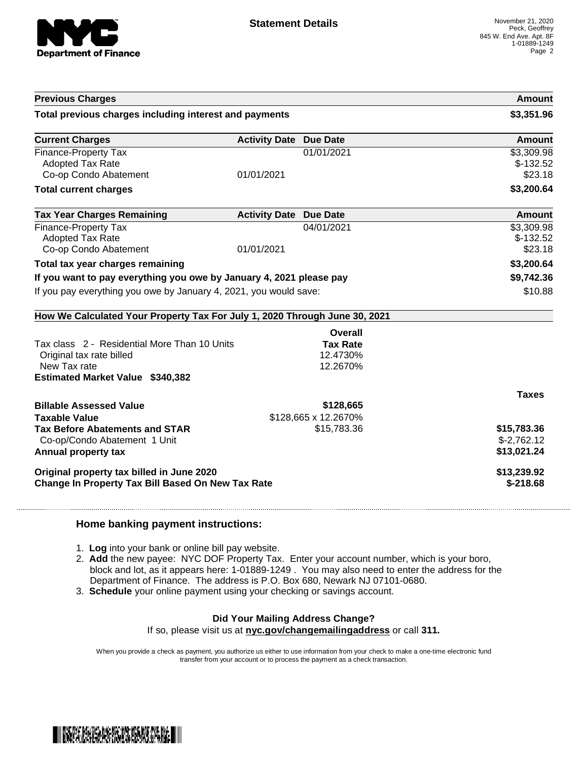# Statement Details

November 21, 2020
Peck, Geoffrey
845 W. End Ave. Apt. 8F
1-01889-1249

| Previous Charges | | | Amount |
|---|---|---|---|
| **Total previous charges including interest and payments** | | | **$3,351.96** |

| Current Charges | Activity Date | Due Date | Amount |
|---|---|---|---|
| Finance-Property Tax | | 01/01/2021 | $3,309.98 |
| Adopted Tax Rate | | | $-132.52 |
| Co-op Condo Abatement | 01/01/2021 | | $23.18 |
| **Total current charges** | | | **$3,200.64** |

| Tax Year Charges Remaining | Activity Date | Due Date | Amount |
|---|---|---|---|
| Finance-Property Tax | | 04/01/2021 | $3,309.98 |
| Adopted Tax Rate | | | $-132.52 |
| Co-op Condo Abatement | 01/01/2021 | | $23.18 |
| **Total tax year charges remaining** | | | **$3,200.64** |
| **If you want to pay everything you owe by January 4, 2021 please pay** | | | **$9,742.36** |
| If you pay everything you owe by January 4, 2021, you would save: | | | $10.88 |

## How We Calculated Your Property Tax For July 1, 2020 Through June 30, 2021

| | Overall Tax Rate | |
|---|---|---|
| Tax class 2 - Residential More Than 10 Units | | |
| Original tax rate billed | 12.4730% | |
| New Tax rate | 12.2670% | |
| **Estimated Market Value $340,382** | | |
| | | **Taxes** |
| **Billable Assessed Value** | **$128,665** | |
| **Taxable Value** | $128,665 x 12.2670% | |
| **Tax Before Abatements and STAR** | $15,783.36 | **$15,783.36** |
| Co-op/Condo Abatement 1 Unit | | $-2,762.12 |
| **Annual property tax** | | **$13,021.24** |
| **Original property tax billed in June 2020** | | **$13,239.92** |
| **Change In Property Tax Bill Based On New Tax Rate** | | **$-218.68** |

### Home banking payment instructions:

1. **Log** into your bank or online bill pay website.
2. **Add** the new payee: NYC DOF Property Tax. Enter your account number, which is your boro, block and lot, as it appears here: 1-01889-1249 . You may also need to enter the address for the Department of Finance. The address is P.O. Box 680, Newark NJ 07101-0680.
3. **Schedule** your online payment using your checking or savings account.

**Did Your Mailing Address Change?**

If so, please visit us at **nyc.gov/changemailingaddress** or call **311.**

When you provide a check as payment, you authorize us either to use information from your check to make a one-time electronic fund transfer from your account or to process the payment as a check transaction.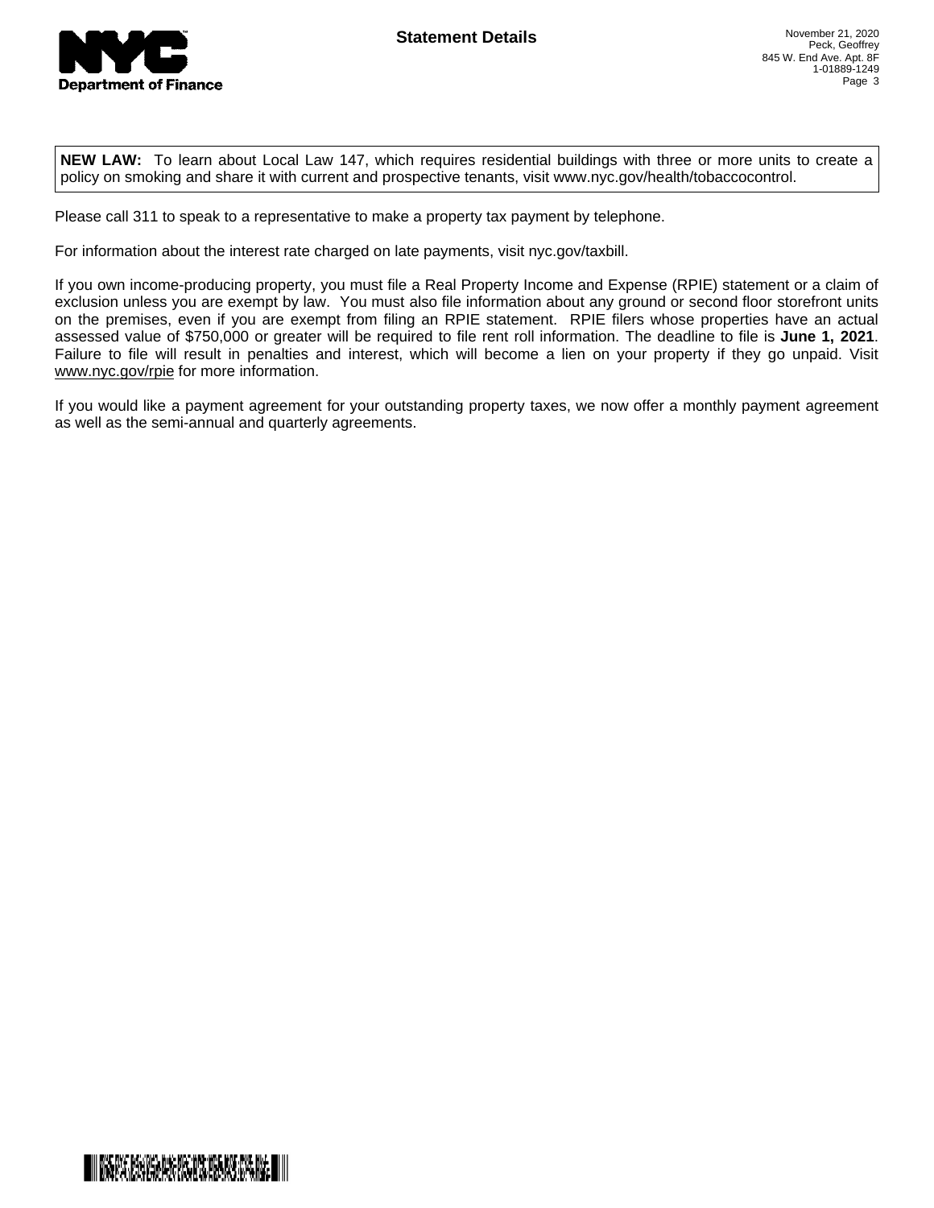**NEW LAW:** To learn about Local Law 147, which requires residential buildings with three or more units to create a policy on smoking and share it with current and prospective tenants, visit www.nyc.gov/health/tobaccocontrol.

Please call 311 to speak to a representative to make a property tax payment by telephone.

For information about the interest rate charged on late payments, visit nyc.gov/taxbill.

If you own income-producing property, you must file a Real Property Income and Expense (RPIE) statement or a claim of exclusion unless you are exempt by law. You must also file information about any ground or second floor storefront units on the premises, even if you are exempt from filing an RPIE statement. RPIE filers whose properties have an actual assessed value of $750,000 or greater will be required to file rent roll information. The deadline to file is **June 1, 2021**. Failure to file will result in penalties and interest, which will become a lien on your property if they go unpaid. Visit www.nyc.gov/rpie for more information.

If you would like a payment agreement for your outstanding property taxes, we now offer a monthly payment agreement as well as the semi-annual and quarterly agreements.